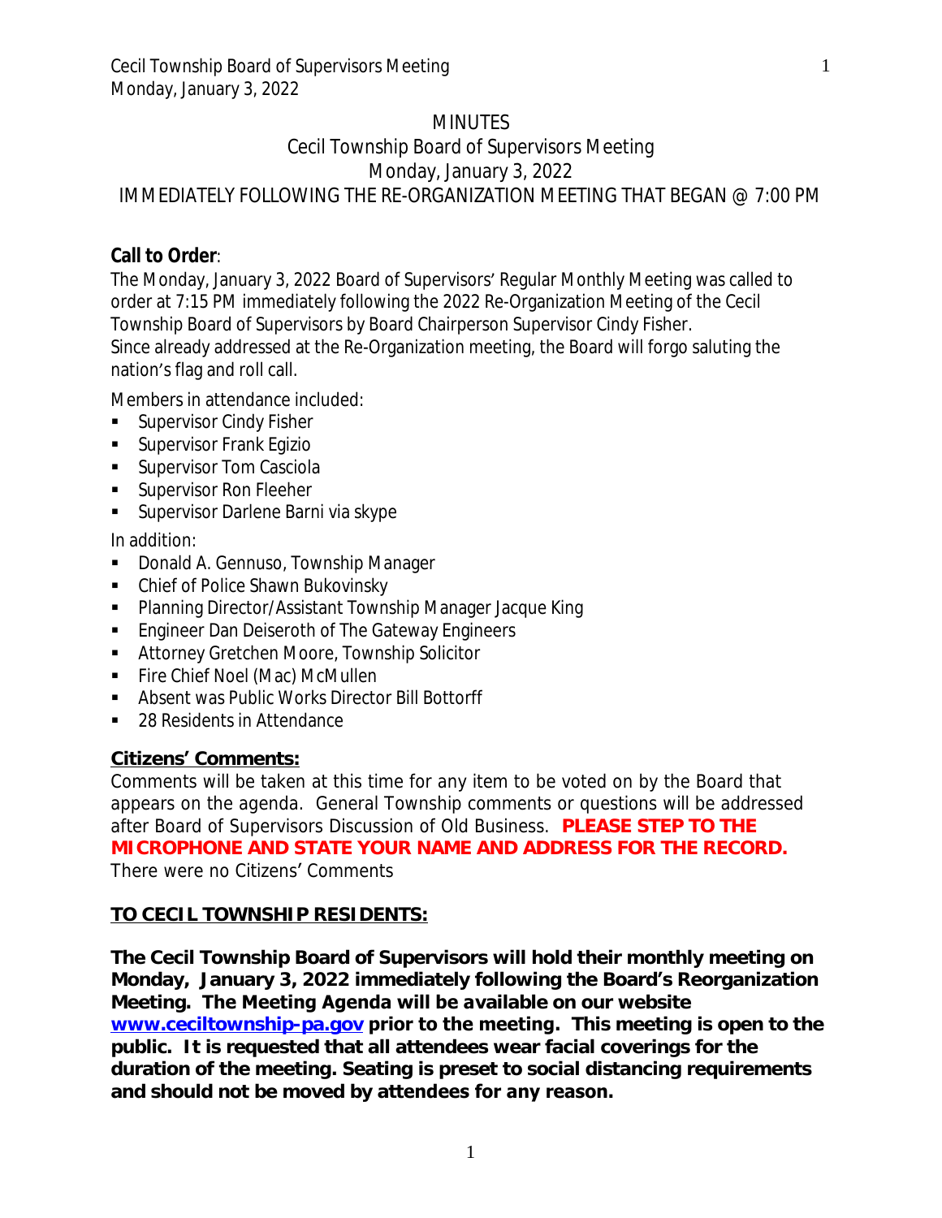# MINUTES

## Cecil Township Board of Supervisors Meeting

## Monday, January 3, 2022

## IMMEDIATELY FOLLOWING THE RE-ORGANIZATION MEETING THAT BEGAN @ 7:00 PM

**Call to Order**:

The Monday, January 3, 2022 Board of Supervisors' Regular Monthly Meeting was called to order at 7:15 PM immediately following the 2022 Re-Organization Meeting of the Cecil Township Board of Supervisors by Board Chairperson Supervisor Cindy Fisher.
Since already addressed at the Re-Organization meeting, the Board will forgo saluting the nation's flag and roll call.

Members in attendance included:

- Supervisor Cindy Fisher
- Supervisor Frank Egizio
- Supervisor Tom Casciola
- Supervisor Ron Fleeher
- Supervisor Darlene Barni via skype

In addition:

- Donald A. Gennuso, Township Manager
- Chief of Police Shawn Bukovinsky
- Planning Director/Assistant Township Manager Jacque King
- Engineer Dan Deiseroth of The Gateway Engineers
- Attorney Gretchen Moore, Township Solicitor
- Fire Chief Noel (Mac) McMullen
- Absent was Public Works Director Bill Bottorff
- 28 Residents in Attendance

**Citizens' Comments:**

Comments will be taken at this time for any item to be voted on by the Board that appears on the agenda. General Township comments or questions will be addressed after Board of Supervisors Discussion of Old Business. **PLEASE STEP TO THE MICROPHONE AND STATE YOUR NAME AND ADDRESS FOR THE RECORD.**
There were no Citizens' Comments

**TO CECIL TOWNSHIP RESIDENTS:**

**The Cecil Township Board of Supervisors will hold their monthly meeting on Monday, January 3, 2022 immediately following the Board's Reorganization Meeting. The Meeting Agenda will be available on our website www.ceciltownship-pa.gov prior to the meeting. This meeting is open to the public. It is requested that all attendees wear facial coverings for the duration of the meeting. Seating is preset to social distancing requirements and should not be moved by attendees for any reason.**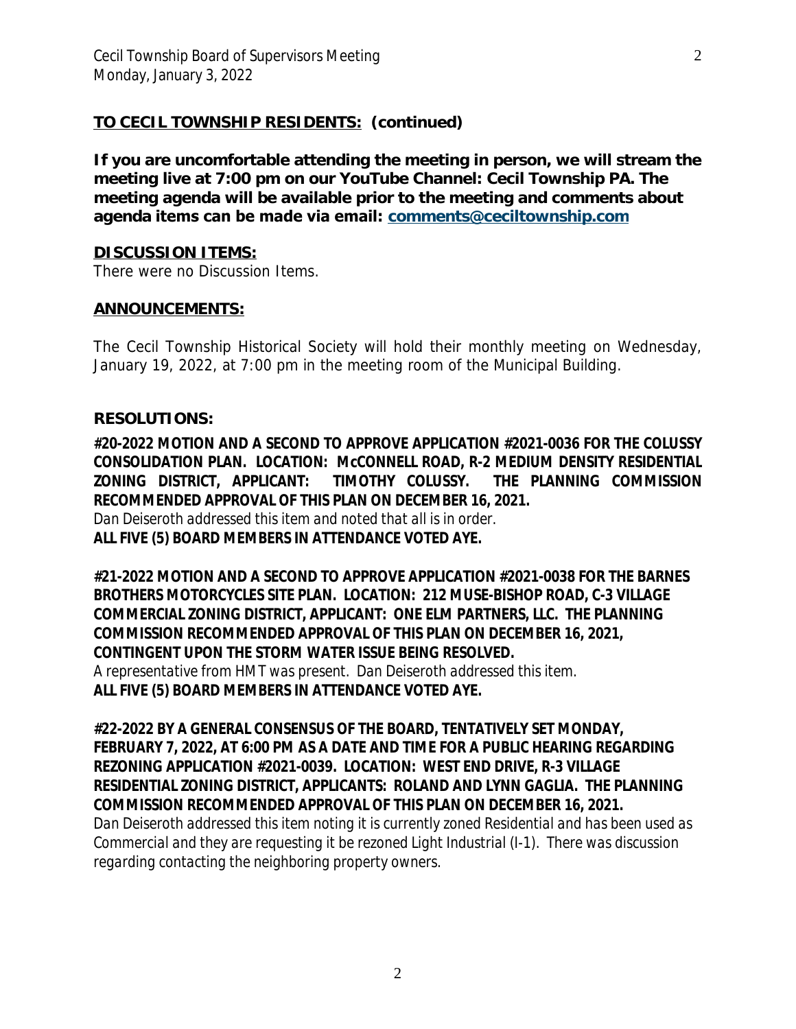**TO CECIL TOWNSHIP RESIDENTS: (continued)**

**If you are uncomfortable attending the meeting in person, we will stream the meeting live at 7:00 pm on our YouTube Channel: Cecil Township PA. The meeting agenda will be available prior to the meeting and comments about agenda items can be made via email: comments@ceciltownship.com**

**DISCUSSION ITEMS:**

There were no Discussion Items.

**ANNOUNCEMENTS:**

The Cecil Township Historical Society will hold their monthly meeting on Wednesday, January 19, 2022, at 7:00 pm in the meeting room of the Municipal Building.

**RESOLUTIONS:**

**#20-2022 MOTION AND A SECOND TO APPROVE APPLICATION #2021-0036 FOR THE COLUSSY CONSOLIDATION PLAN. LOCATION: McCONNELL ROAD, R-2 MEDIUM DENSITY RESIDENTIAL ZONING DISTRICT, APPLICANT: TIMOTHY COLUSSY. THE PLANNING COMMISSION RECOMMENDED APPROVAL OF THIS PLAN ON DECEMBER 16, 2021.**

*Dan Deiseroth addressed this item and noted that all is in order.*

**ALL FIVE (5) BOARD MEMBERS IN ATTENDANCE VOTED AYE.**

**#21-2022 MOTION AND A SECOND TO APPROVE APPLICATION #2021-0038 FOR THE BARNES BROTHERS MOTORCYCLES SITE PLAN. LOCATION: 212 MUSE-BISHOP ROAD, C-3 VILLAGE COMMERCIAL ZONING DISTRICT, APPLICANT: ONE ELM PARTNERS, LLC. THE PLANNING COMMISSION RECOMMENDED APPROVAL OF THIS PLAN ON DECEMBER 16, 2021, CONTINGENT UPON THE STORM WATER ISSUE BEING RESOLVED.**

*A representative from HMT was present. Dan Deiseroth addressed this item.*

**ALL FIVE (5) BOARD MEMBERS IN ATTENDANCE VOTED AYE.**

**#22-2022 BY A GENERAL CONSENSUS OF THE BOARD, TENTATIVELY SET MONDAY, FEBRUARY 7, 2022, AT 6:00 PM AS A DATE AND TIME FOR A PUBLIC HEARING REGARDING REZONING APPLICATION #2021-0039. LOCATION: WEST END DRIVE, R-3 VILLAGE RESIDENTIAL ZONING DISTRICT, APPLICANTS: ROLAND AND LYNN GAGLIA. THE PLANNING COMMISSION RECOMMENDED APPROVAL OF THIS PLAN ON DECEMBER 16, 2021.**

*Dan Deiseroth addressed this item noting it is currently zoned Residential and has been used as Commercial and they are requesting it be rezoned Light Industrial (I-1). There was discussion regarding contacting the neighboring property owners.*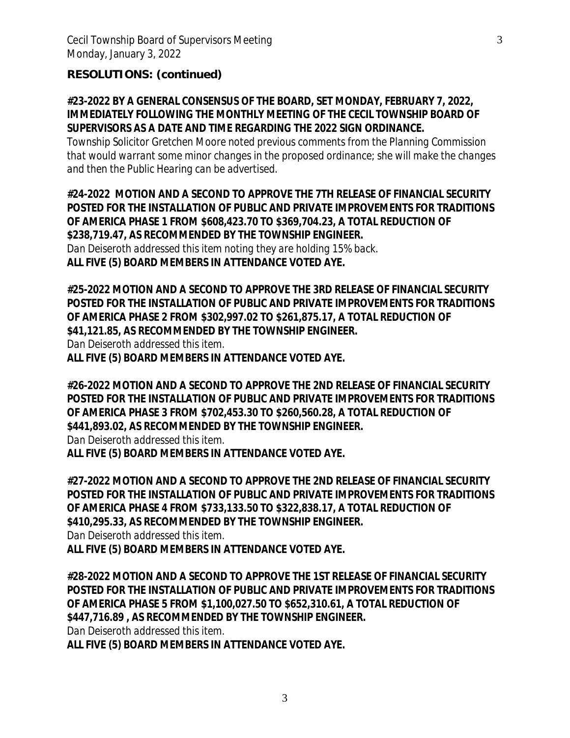**RESOLUTIONS: (continued)**

**#23-2022 BY A GENERAL CONSENSUS OF THE BOARD, SET MONDAY, FEBRUARY 7, 2022, IMMEDIATELY FOLLOWING THE MONTHLY MEETING OF THE CECIL TOWNSHIP BOARD OF SUPERVISORS AS A DATE AND TIME REGARDING THE 2022 SIGN ORDINANCE.**

*Township Solicitor Gretchen Moore noted previous comments from the Planning Commission that would warrant some minor changes in the proposed ordinance; she will make the changes and then the Public Hearing can be advertised.*

**#24-2022 MOTION AND A SECOND TO APPROVE THE 7TH RELEASE OF FINANCIAL SECURITY POSTED FOR THE INSTALLATION OF PUBLIC AND PRIVATE IMPROVEMENTS FOR TRADITIONS OF AMERICA PHASE 1 FROM $608,423.70 TO $369,704.23, A TOTAL REDUCTION OF $238,719.47, AS RECOMMENDED BY THE TOWNSHIP ENGINEER.**

*Dan Deiseroth addressed this item noting they are holding 15% back.*

**ALL FIVE (5) BOARD MEMBERS IN ATTENDANCE VOTED AYE.**

**#25-2022 MOTION AND A SECOND TO APPROVE THE 3RD RELEASE OF FINANCIAL SECURITY POSTED FOR THE INSTALLATION OF PUBLIC AND PRIVATE IMPROVEMENTS FOR TRADITIONS OF AMERICA PHASE 2 FROM $302,997.02 TO $261,875.17, A TOTAL REDUCTION OF $41,121.85, AS RECOMMENDED BY THE TOWNSHIP ENGINEER.**

*Dan Deiseroth addressed this item.*

**ALL FIVE (5) BOARD MEMBERS IN ATTENDANCE VOTED AYE.**

**#26-2022 MOTION AND A SECOND TO APPROVE THE 2ND RELEASE OF FINANCIAL SECURITY POSTED FOR THE INSTALLATION OF PUBLIC AND PRIVATE IMPROVEMENTS FOR TRADITIONS OF AMERICA PHASE 3 FROM $702,453.30 TO $260,560.28, A TOTAL REDUCTION OF $441,893.02, AS RECOMMENDED BY THE TOWNSHIP ENGINEER.**

*Dan Deiseroth addressed this item.*

**ALL FIVE (5) BOARD MEMBERS IN ATTENDANCE VOTED AYE.**

**#27-2022 MOTION AND A SECOND TO APPROVE THE 2ND RELEASE OF FINANCIAL SECURITY POSTED FOR THE INSTALLATION OF PUBLIC AND PRIVATE IMPROVEMENTS FOR TRADITIONS OF AMERICA PHASE 4 FROM $733,133.50 TO $322,838.17, A TOTAL REDUCTION OF $410,295.33, AS RECOMMENDED BY THE TOWNSHIP ENGINEER.**

*Dan Deiseroth addressed this item.*

**ALL FIVE (5) BOARD MEMBERS IN ATTENDANCE VOTED AYE.**

**#28-2022 MOTION AND A SECOND TO APPROVE THE 1ST RELEASE OF FINANCIAL SECURITY POSTED FOR THE INSTALLATION OF PUBLIC AND PRIVATE IMPROVEMENTS FOR TRADITIONS OF AMERICA PHASE 5 FROM $1,100,027.50 TO $652,310.61, A TOTAL REDUCTION OF $447,716.89 , AS RECOMMENDED BY THE TOWNSHIP ENGINEER.**

*Dan Deiseroth addressed this item.*

**ALL FIVE (5) BOARD MEMBERS IN ATTENDANCE VOTED AYE.**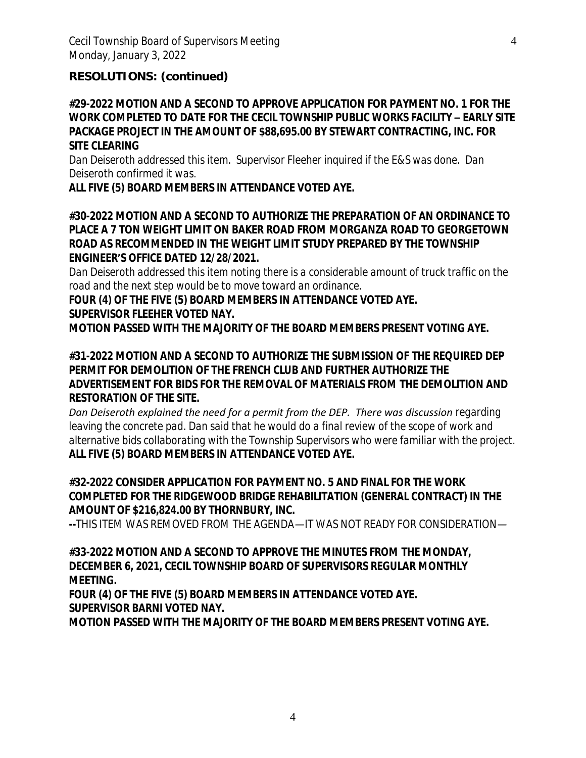**RESOLUTIONS: (continued)**

**#29-2022 MOTION AND A SECOND TO APPROVE APPLICATION FOR PAYMENT NO. 1 FOR THE WORK COMPLETED TO DATE FOR THE CECIL TOWNSHIP PUBLIC WORKS FACILITY – EARLY SITE PACKAGE PROJECT IN THE AMOUNT OF $88,695.00 BY STEWART CONTRACTING, INC. FOR SITE CLEARING**

Dan Deiseroth addressed this item. Supervisor Fleeher inquired if the E&S was done. Dan Deiseroth confirmed it was.

**ALL FIVE (5) BOARD MEMBERS IN ATTENDANCE VOTED AYE.**

**#30-2022 MOTION AND A SECOND TO AUTHORIZE THE PREPARATION OF AN ORDINANCE TO PLACE A 7 TON WEIGHT LIMIT ON BAKER ROAD FROM MORGANZA ROAD TO GEORGETOWN ROAD AS RECOMMENDED IN THE WEIGHT LIMIT STUDY PREPARED BY THE TOWNSHIP ENGINEER'S OFFICE DATED 12/28/2021.**

Dan Deiseroth addressed this item noting there is a considerable amount of truck traffic on the road and the next step would be to move toward an ordinance.

**FOUR (4) OF THE FIVE (5) BOARD MEMBERS IN ATTENDANCE VOTED AYE.**
**SUPERVISOR FLEEHER VOTED NAY.**
**MOTION PASSED WITH THE MAJORITY OF THE BOARD MEMBERS PRESENT VOTING AYE.**

**#31-2022 MOTION AND A SECOND TO AUTHORIZE THE SUBMISSION OF THE REQUIRED DEP PERMIT FOR DEMOLITION OF THE FRENCH CLUB AND FURTHER AUTHORIZE THE ADVERTISEMENT FOR BIDS FOR THE REMOVAL OF MATERIALS FROM THE DEMOLITION AND RESTORATION OF THE SITE.**

*Dan Deiseroth explained the need for a permit from the DEP. There was discussion* regarding leaving the concrete pad. Dan said that he would do a final review of the scope of work and alternative bids collaborating with the Township Supervisors who were familiar with the project.

**ALL FIVE (5) BOARD MEMBERS IN ATTENDANCE VOTED AYE.**

**#32-2022 CONSIDER APPLICATION FOR PAYMENT NO. 5 AND FINAL FOR THE WORK COMPLETED FOR THE RIDGEWOOD BRIDGE REHABILITATION (GENERAL CONTRACT) IN THE AMOUNT OF $216,824.00 BY THORNBURY, INC.**

**--**THIS ITEM WAS REMOVED FROM THE AGENDA—IT WAS NOT READY FOR CONSIDERATION—

**#33-2022 MOTION AND A SECOND TO APPROVE THE MINUTES FROM THE MONDAY, DECEMBER 6, 2021, CECIL TOWNSHIP BOARD OF SUPERVISORS REGULAR MONTHLY MEETING.**

**FOUR (4) OF THE FIVE (5) BOARD MEMBERS IN ATTENDANCE VOTED AYE.**
**SUPERVISOR BARNI VOTED NAY.**
**MOTION PASSED WITH THE MAJORITY OF THE BOARD MEMBERS PRESENT VOTING AYE.**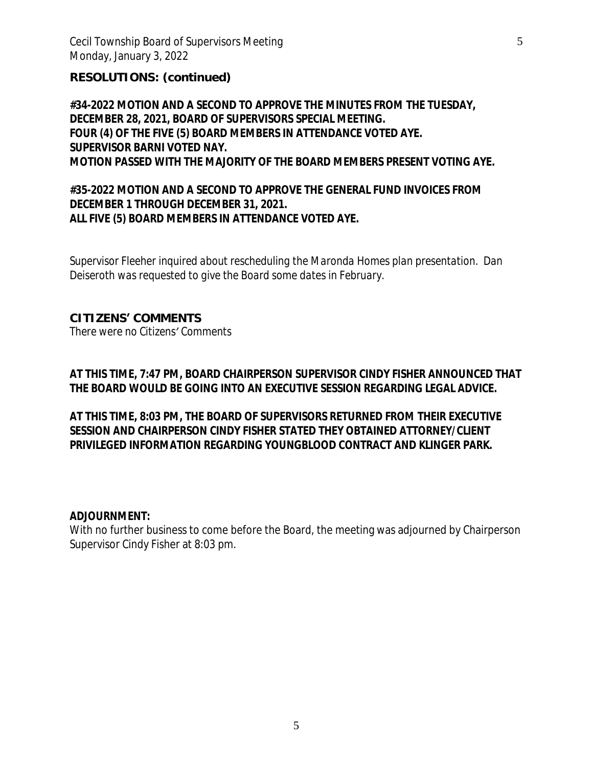**RESOLUTIONS: (continued)**

**#34-2022 MOTION AND A SECOND TO APPROVE THE MINUTES FROM THE TUESDAY, DECEMBER 28, 2021, BOARD OF SUPERVISORS SPECIAL MEETING.**
**FOUR (4) OF THE FIVE (5) BOARD MEMBERS IN ATTENDANCE VOTED AYE.**
**SUPERVISOR BARNI VOTED NAY.**
**MOTION PASSED WITH THE MAJORITY OF THE BOARD MEMBERS PRESENT VOTING AYE.**

**#35-2022 MOTION AND A SECOND TO APPROVE THE GENERAL FUND INVOICES FROM DECEMBER 1 THROUGH DECEMBER 31, 2021.**
**ALL FIVE (5) BOARD MEMBERS IN ATTENDANCE VOTED AYE.**

*Supervisor Fleeher inquired about rescheduling the Maronda Homes plan presentation. Dan Deiseroth was requested to give the Board some dates in February.*

**CITIZENS' COMMENTS**

There were no Citizens' Comments

**AT THIS TIME, 7:47 PM, BOARD CHAIRPERSON SUPERVISOR CINDY FISHER ANNOUNCED THAT THE BOARD WOULD BE GOING INTO AN EXECUTIVE SESSION REGARDING LEGAL ADVICE.**

**AT THIS TIME, 8:03 PM, THE BOARD OF SUPERVISORS RETURNED FROM THEIR EXECUTIVE SESSION AND CHAIRPERSON CINDY FISHER STATED THEY OBTAINED ATTORNEY/CLIENT PRIVILEGED INFORMATION REGARDING YOUNGBLOOD CONTRACT AND KLINGER PARK.**

**ADJOURNMENT:**

With no further business to come before the Board, the meeting was adjourned by Chairperson Supervisor Cindy Fisher at 8:03 pm.